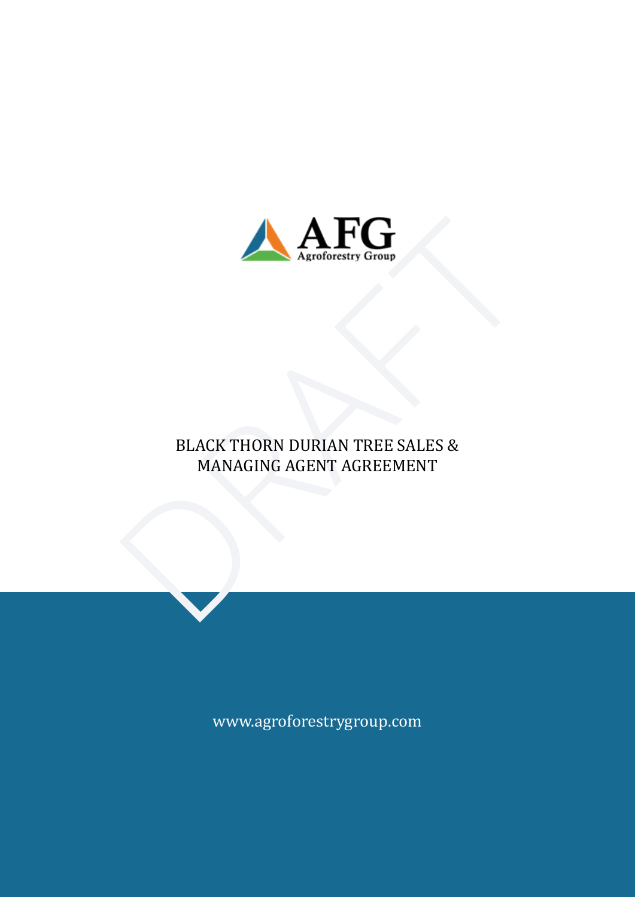AFG

Agroforestry Group

# BLACK THORN DURIAN TREE SALES & MANAGING AGENT AGREEMENT

www.agroforestrygroup.com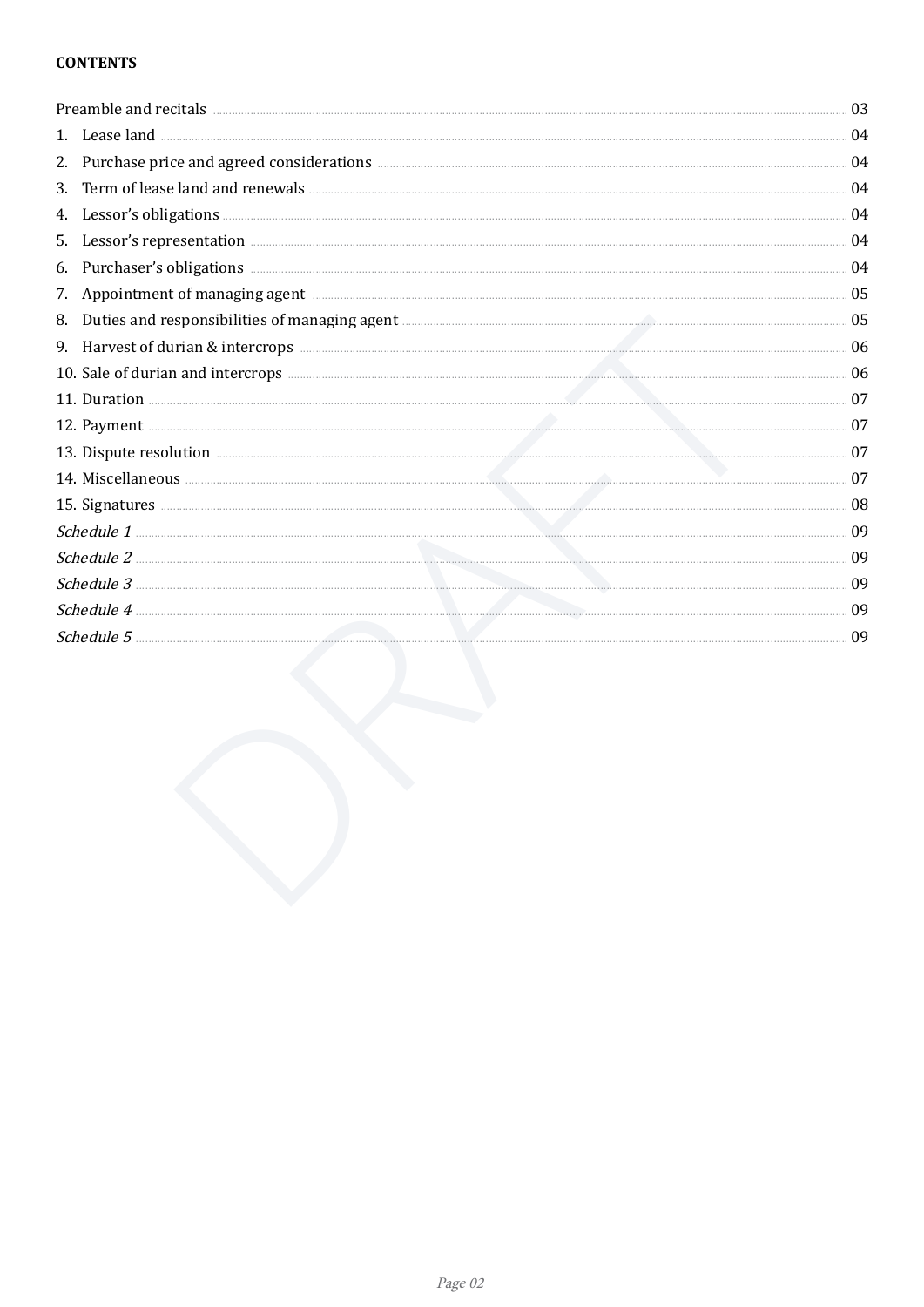**CONTENTS**

| | |
|---|---|
| Preamble and recitals | 03 |
| 1. Lease land | 04 |
| 2. Purchase price and agreed considerations | 04 |
| 3. Term of lease land and renewals | 04 |
| 4. Lessor's obligations | 04 |
| 5. Lessor's representation | 04 |
| 6. Purchaser's obligations | 04 |
| 7. Appointment of managing agent | 05 |
| 8. Duties and responsibilities of managing agent | 05 |
| 9. Harvest of durian & intercrops | 06 |
| 10. Sale of durian and intercrops | 06 |
| 11. Duration | 07 |
| 12. Payment | 07 |
| 13. Dispute resolution | 07 |
| 14. Miscellaneous | 07 |
| 15. Signatures | 08 |
| *Schedule 1* | 09 |
| *Schedule 2* | 09 |
| *Schedule 3* | 09 |
| *Schedule 4* | 09 |
| *Schedule 5* | 09 |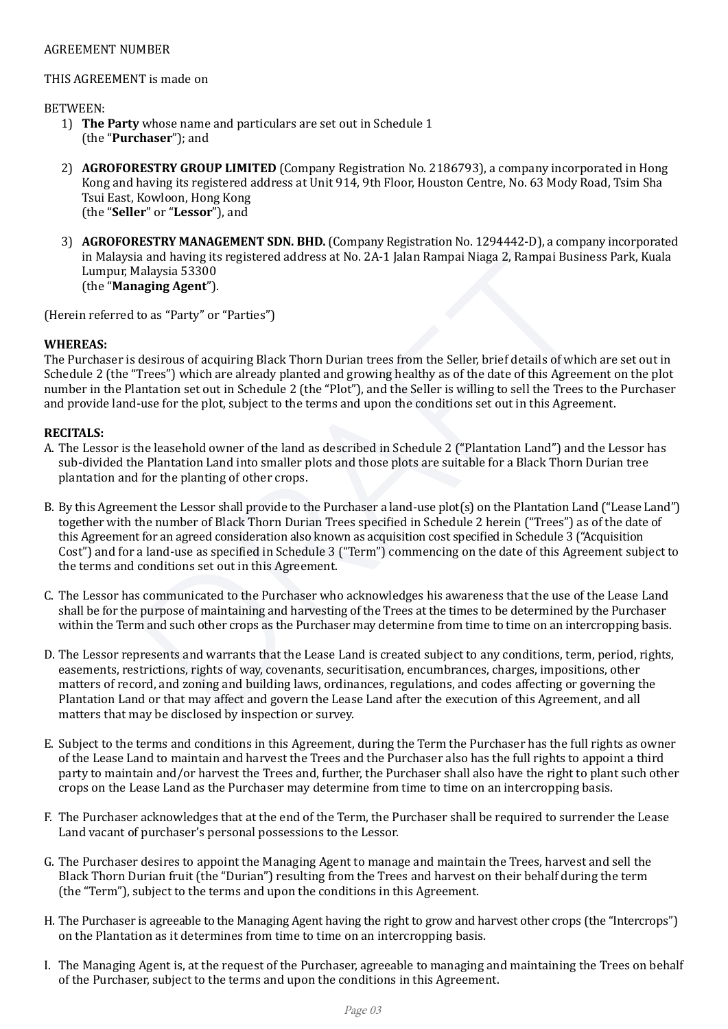AGREEMENT NUMBER

THIS AGREEMENT is made on

BETWEEN:

1) **The Party** whose name and particulars are set out in Schedule 1
   (the "**Purchaser**"); and

2) **AGROFORESTRY GROUP LIMITED** (Company Registration No. 2186793), a company incorporated in Hong Kong and having its registered address at Unit 914, 9th Floor, Houston Centre, No. 63 Mody Road, Tsim Sha Tsui East, Kowloon, Hong Kong
   (the "**Seller**" or "**Lessor**"), and

3) **AGROFORESTRY MANAGEMENT SDN. BHD.** (Company Registration No. 1294442-D), a company incorporated in Malaysia and having its registered address at No. 2A-1 Jalan Rampai Niaga 2, Rampai Business Park, Kuala Lumpur, Malaysia 53300
   (the "**Managing Agent**").

(Herein referred to as "Party" or "Parties")

**WHEREAS:**

The Purchaser is desirous of acquiring Black Thorn Durian trees from the Seller, brief details of which are set out in Schedule 2 (the "Trees") which are already planted and growing healthy as of the date of this Agreement on the plot number in the Plantation set out in Schedule 2 (the "Plot"), and the Seller is willing to sell the Trees to the Purchaser and provide land-use for the plot, subject to the terms and upon the conditions set out in this Agreement.

**RECITALS:**

A. The Lessor is the leasehold owner of the land as described in Schedule 2 ("Plantation Land") and the Lessor has sub-divided the Plantation Land into smaller plots and those plots are suitable for a Black Thorn Durian tree plantation and for the planting of other crops.

B. By this Agreement the Lessor shall provide to the Purchaser a land-use plot(s) on the Plantation Land ("Lease Land") together with the number of Black Thorn Durian Trees specified in Schedule 2 herein ("Trees") as of the date of this Agreement for an agreed consideration also known as acquisition cost specified in Schedule 3 ("Acquisition Cost") and for a land-use as specified in Schedule 3 ("Term") commencing on the date of this Agreement subject to the terms and conditions set out in this Agreement.

C. The Lessor has communicated to the Purchaser who acknowledges his awareness that the use of the Lease Land shall be for the purpose of maintaining and harvesting of the Trees at the times to be determined by the Purchaser within the Term and such other crops as the Purchaser may determine from time to time on an intercropping basis.

D. The Lessor represents and warrants that the Lease Land is created subject to any conditions, term, period, rights, easements, restrictions, rights of way, covenants, securitisation, encumbrances, charges, impositions, other matters of record, and zoning and building laws, ordinances, regulations, and codes affecting or governing the Plantation Land or that may affect and govern the Lease Land after the execution of this Agreement, and all matters that may be disclosed by inspection or survey.

E. Subject to the terms and conditions in this Agreement, during the Term the Purchaser has the full rights as owner of the Lease Land to maintain and harvest the Trees and the Purchaser also has the full rights to appoint a third party to maintain and/or harvest the Trees and, further, the Purchaser shall also have the right to plant such other crops on the Lease Land as the Purchaser may determine from time to time on an intercropping basis.

F. The Purchaser acknowledges that at the end of the Term, the Purchaser shall be required to surrender the Lease Land vacant of purchaser's personal possessions to the Lessor.

G. The Purchaser desires to appoint the Managing Agent to manage and maintain the Trees, harvest and sell the Black Thorn Durian fruit (the "Durian") resulting from the Trees and harvest on their behalf during the term (the "Term"), subject to the terms and upon the conditions in this Agreement.

H. The Purchaser is agreeable to the Managing Agent having the right to grow and harvest other crops (the "Intercrops") on the Plantation as it determines from time to time on an intercropping basis.

I. The Managing Agent is, at the request of the Purchaser, agreeable to managing and maintaining the Trees on behalf of the Purchaser, subject to the terms and upon the conditions in this Agreement.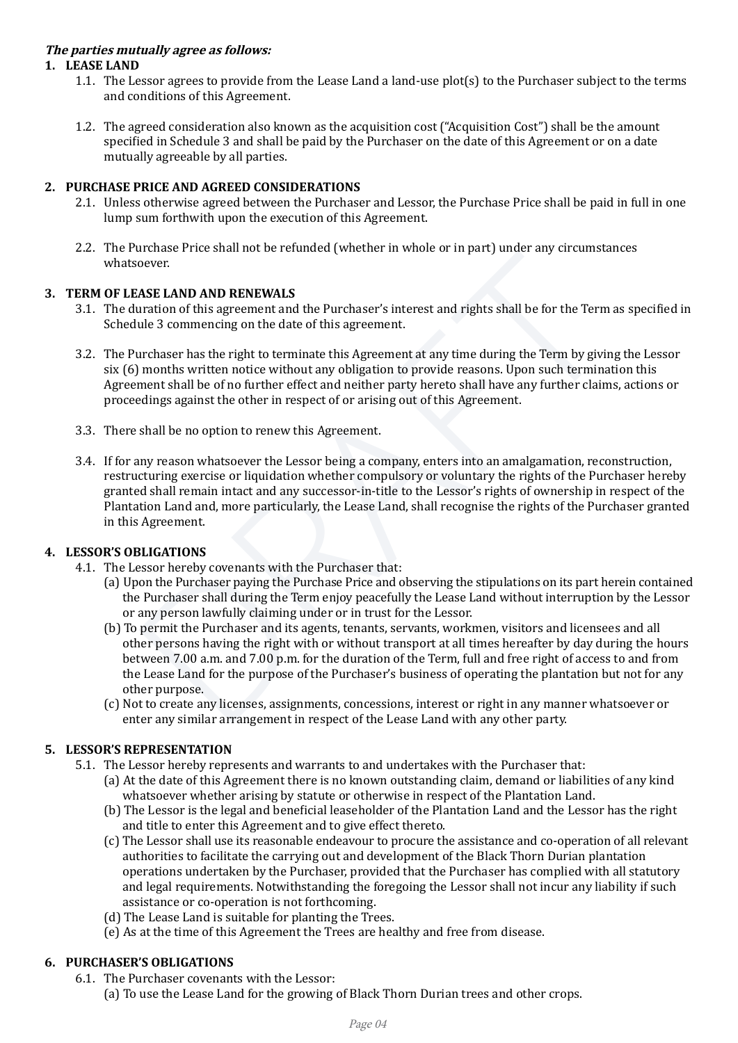***The parties mutually agree as follows:***

**1. LEASE LAND**

1.1. The Lessor agrees to provide from the Lease Land a land-use plot(s) to the Purchaser subject to the terms and conditions of this Agreement.

1.2. The agreed consideration also known as the acquisition cost ("Acquisition Cost") shall be the amount specified in Schedule 3 and shall be paid by the Purchaser on the date of this Agreement or on a date mutually agreeable by all parties.

**2. PURCHASE PRICE AND AGREED CONSIDERATIONS**

2.1. Unless otherwise agreed between the Purchaser and Lessor, the Purchase Price shall be paid in full in one lump sum forthwith upon the execution of this Agreement.

2.2. The Purchase Price shall not be refunded (whether in whole or in part) under any circumstances whatsoever.

**3. TERM OF LEASE LAND AND RENEWALS**

3.1. The duration of this agreement and the Purchaser's interest and rights shall be for the Term as specified in Schedule 3 commencing on the date of this agreement.

3.2. The Purchaser has the right to terminate this Agreement at any time during the Term by giving the Lessor six (6) months written notice without any obligation to provide reasons. Upon such termination this Agreement shall be of no further effect and neither party hereto shall have any further claims, actions or proceedings against the other in respect of or arising out of this Agreement.

3.3. There shall be no option to renew this Agreement.

3.4. If for any reason whatsoever the Lessor being a company, enters into an amalgamation, reconstruction, restructuring exercise or liquidation whether compulsory or voluntary the rights of the Purchaser hereby granted shall remain intact and any successor-in-title to the Lessor's rights of ownership in respect of the Plantation Land and, more particularly, the Lease Land, shall recognise the rights of the Purchaser granted in this Agreement.

**4. LESSOR'S OBLIGATIONS**

4.1. The Lessor hereby covenants with the Purchaser that:

(a) Upon the Purchaser paying the Purchase Price and observing the stipulations on its part herein contained the Purchaser shall during the Term enjoy peacefully the Lease Land without interruption by the Lessor or any person lawfully claiming under or in trust for the Lessor.

(b) To permit the Purchaser and its agents, tenants, servants, workmen, visitors and licensees and all other persons having the right with or without transport at all times hereafter by day during the hours between 7.00 a.m. and 7.00 p.m. for the duration of the Term, full and free right of access to and from the Lease Land for the purpose of the Purchaser's business of operating the plantation but not for any other purpose.

(c) Not to create any licenses, assignments, concessions, interest or right in any manner whatsoever or enter any similar arrangement in respect of the Lease Land with any other party.

**5. LESSOR'S REPRESENTATION**

5.1. The Lessor hereby represents and warrants to and undertakes with the Purchaser that:

(a) At the date of this Agreement there is no known outstanding claim, demand or liabilities of any kind whatsoever whether arising by statute or otherwise in respect of the Plantation Land.

(b) The Lessor is the legal and beneficial leaseholder of the Plantation Land and the Lessor has the right and title to enter this Agreement and to give effect thereto.

(c) The Lessor shall use its reasonable endeavour to procure the assistance and co-operation of all relevant authorities to facilitate the carrying out and development of the Black Thorn Durian plantation operations undertaken by the Purchaser, provided that the Purchaser has complied with all statutory and legal requirements. Notwithstanding the foregoing the Lessor shall not incur any liability if such assistance or co-operation is not forthcoming.

(d) The Lease Land is suitable for planting the Trees.

(e) As at the time of this Agreement the Trees are healthy and free from disease.

**6. PURCHASER'S OBLIGATIONS**

6.1. The Purchaser covenants with the Lessor:

(a) To use the Lease Land for the growing of Black Thorn Durian trees and other crops.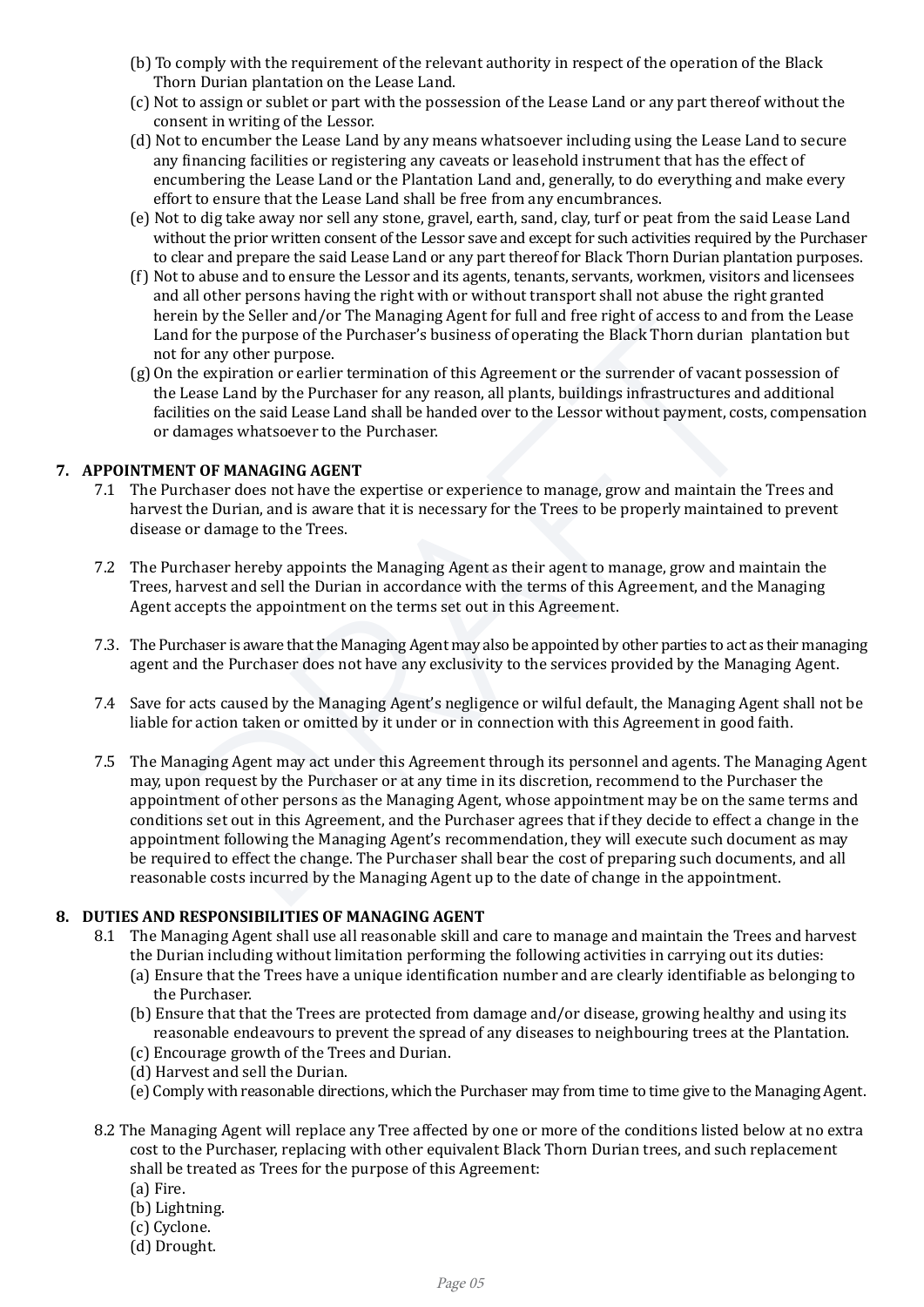(b) To comply with the requirement of the relevant authority in respect of the operation of the Black Thorn Durian plantation on the Lease Land.

(c) Not to assign or sublet or part with the possession of the Lease Land or any part thereof without the consent in writing of the Lessor.

(d) Not to encumber the Lease Land by any means whatsoever including using the Lease Land to secure any financing facilities or registering any caveats or leasehold instrument that has the effect of encumbering the Lease Land or the Plantation Land and, generally, to do everything and make every effort to ensure that the Lease Land shall be free from any encumbrances.

(e) Not to dig take away nor sell any stone, gravel, earth, sand, clay, turf or peat from the said Lease Land without the prior written consent of the Lessor save and except for such activities required by the Purchaser to clear and prepare the said Lease Land or any part thereof for Black Thorn Durian plantation purposes.

(f) Not to abuse and to ensure the Lessor and its agents, tenants, servants, workmen, visitors and licensees and all other persons having the right with or without transport shall not abuse the right granted herein by the Seller and/or The Managing Agent for full and free right of access to and from the Lease Land for the purpose of the Purchaser's business of operating the Black Thorn durian plantation but not for any other purpose.

(g) On the expiration or earlier termination of this Agreement or the surrender of vacant possession of the Lease Land by the Purchaser for any reason, all plants, buildings infrastructures and additional facilities on the said Lease Land shall be handed over to the Lessor without payment, costs, compensation or damages whatsoever to the Purchaser.

**7. APPOINTMENT OF MANAGING AGENT**

7.1 The Purchaser does not have the expertise or experience to manage, grow and maintain the Trees and harvest the Durian, and is aware that it is necessary for the Trees to be properly maintained to prevent disease or damage to the Trees.

7.2 The Purchaser hereby appoints the Managing Agent as their agent to manage, grow and maintain the Trees, harvest and sell the Durian in accordance with the terms of this Agreement, and the Managing Agent accepts the appointment on the terms set out in this Agreement.

7.3. The Purchaser is aware that the Managing Agent may also be appointed by other parties to act as their managing agent and the Purchaser does not have any exclusivity to the services provided by the Managing Agent.

7.4 Save for acts caused by the Managing Agent's negligence or wilful default, the Managing Agent shall not be liable for action taken or omitted by it under or in connection with this Agreement in good faith.

7.5 The Managing Agent may act under this Agreement through its personnel and agents. The Managing Agent may, upon request by the Purchaser or at any time in its discretion, recommend to the Purchaser the appointment of other persons as the Managing Agent, whose appointment may be on the same terms and conditions set out in this Agreement, and the Purchaser agrees that if they decide to effect a change in the appointment following the Managing Agent's recommendation, they will execute such document as may be required to effect the change. The Purchaser shall bear the cost of preparing such documents, and all reasonable costs incurred by the Managing Agent up to the date of change in the appointment.

**8. DUTIES AND RESPONSIBILITIES OF MANAGING AGENT**

8.1 The Managing Agent shall use all reasonable skill and care to manage and maintain the Trees and harvest the Durian including without limitation performing the following activities in carrying out its duties:

(a) Ensure that the Trees have a unique identification number and are clearly identifiable as belonging to the Purchaser.

(b) Ensure that that the Trees are protected from damage and/or disease, growing healthy and using its reasonable endeavours to prevent the spread of any diseases to neighbouring trees at the Plantation.

(c) Encourage growth of the Trees and Durian.

(d) Harvest and sell the Durian.

(e) Comply with reasonable directions, which the Purchaser may from time to time give to the Managing Agent.

8.2 The Managing Agent will replace any Tree affected by one or more of the conditions listed below at no extra cost to the Purchaser, replacing with other equivalent Black Thorn Durian trees, and such replacement shall be treated as Trees for the purpose of this Agreement:

(a) Fire.

(b) Lightning.

(c) Cyclone.

(d) Drought.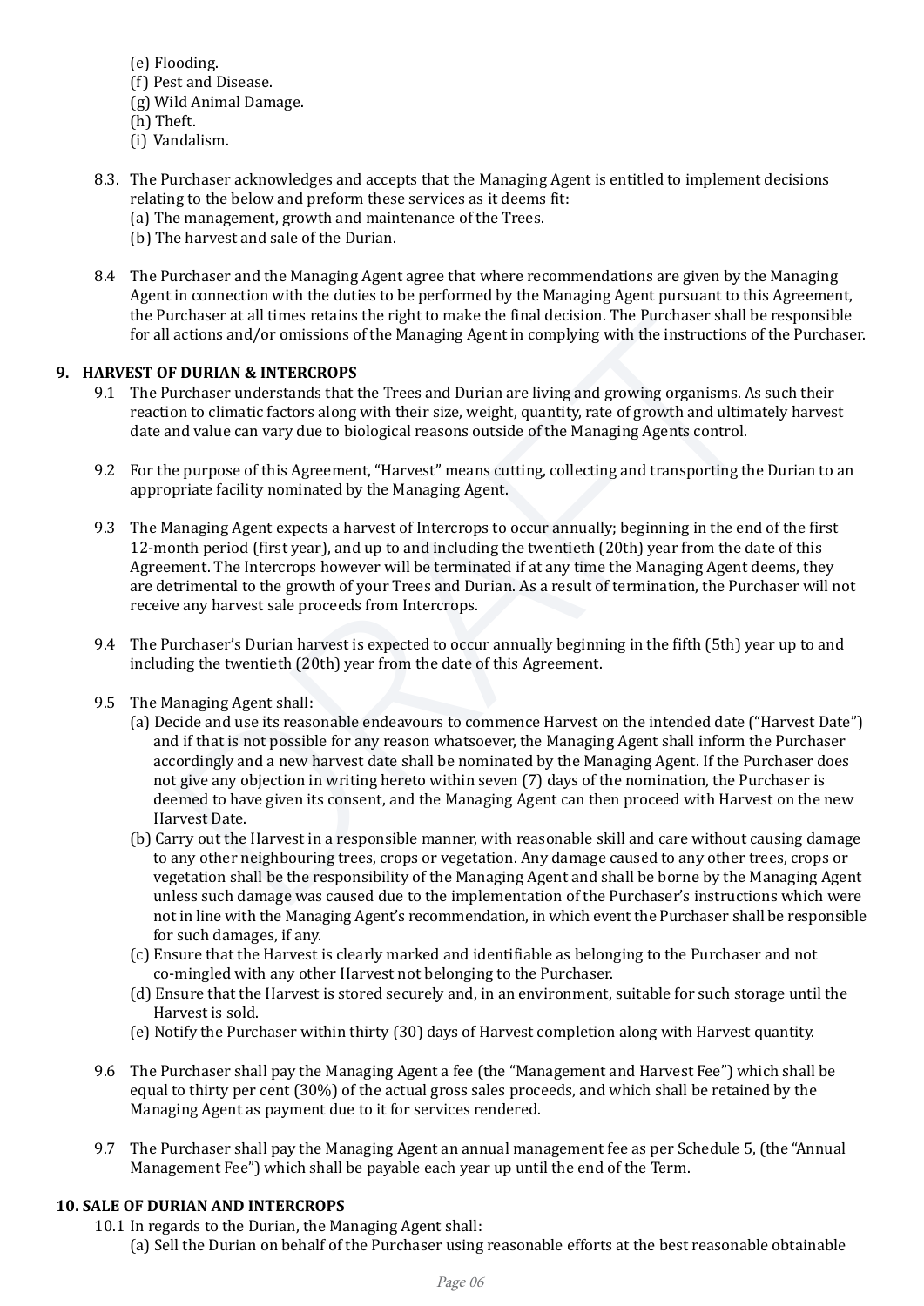(e) Flooding.
(f) Pest and Disease.
(g) Wild Animal Damage.
(h) Theft.
(i) Vandalism.

8.3. The Purchaser acknowledges and accepts that the Managing Agent is entitled to implement decisions relating to the below and preform these services as it deems fit:
(a) The management, growth and maintenance of the Trees.
(b) The harvest and sale of the Durian.

8.4 The Purchaser and the Managing Agent agree that where recommendations are given by the Managing Agent in connection with the duties to be performed by the Managing Agent pursuant to this Agreement, the Purchaser at all times retains the right to make the final decision. The Purchaser shall be responsible for all actions and/or omissions of the Managing Agent in complying with the instructions of the Purchaser.

## 9. HARVEST OF DURIAN & INTERCROPS

9.1 The Purchaser understands that the Trees and Durian are living and growing organisms. As such their reaction to climatic factors along with their size, weight, quantity, rate of growth and ultimately harvest date and value can vary due to biological reasons outside of the Managing Agents control.

9.2 For the purpose of this Agreement, "Harvest" means cutting, collecting and transporting the Durian to an appropriate facility nominated by the Managing Agent.

9.3 The Managing Agent expects a harvest of Intercrops to occur annually; beginning in the end of the first 12-month period (first year), and up to and including the twentieth (20th) year from the date of this Agreement. The Intercrops however will be terminated if at any time the Managing Agent deems, they are detrimental to the growth of your Trees and Durian. As a result of termination, the Purchaser will not receive any harvest sale proceeds from Intercrops.

9.4 The Purchaser's Durian harvest is expected to occur annually beginning in the fifth (5th) year up to and including the twentieth (20th) year from the date of this Agreement.

9.5 The Managing Agent shall:
(a) Decide and use its reasonable endeavours to commence Harvest on the intended date ("Harvest Date") and if that is not possible for any reason whatsoever, the Managing Agent shall inform the Purchaser accordingly and a new harvest date shall be nominated by the Managing Agent. If the Purchaser does not give any objection in writing hereto within seven (7) days of the nomination, the Purchaser is deemed to have given its consent, and the Managing Agent can then proceed with Harvest on the new Harvest Date.
(b) Carry out the Harvest in a responsible manner, with reasonable skill and care without causing damage to any other neighbouring trees, crops or vegetation. Any damage caused to any other trees, crops or vegetation shall be the responsibility of the Managing Agent and shall be borne by the Managing Agent unless such damage was caused due to the implementation of the Purchaser's instructions which were not in line with the Managing Agent's recommendation, in which event the Purchaser shall be responsible for such damages, if any.
(c) Ensure that the Harvest is clearly marked and identifiable as belonging to the Purchaser and not co-mingled with any other Harvest not belonging to the Purchaser.
(d) Ensure that the Harvest is stored securely and, in an environment, suitable for such storage until the Harvest is sold.
(e) Notify the Purchaser within thirty (30) days of Harvest completion along with Harvest quantity.

9.6 The Purchaser shall pay the Managing Agent a fee (the "Management and Harvest Fee") which shall be equal to thirty per cent (30%) of the actual gross sales proceeds, and which shall be retained by the Managing Agent as payment due to it for services rendered.

9.7 The Purchaser shall pay the Managing Agent an annual management fee as per Schedule 5, (the "Annual Management Fee") which shall be payable each year up until the end of the Term.

## 10. SALE OF DURIAN AND INTERCROPS

10.1 In regards to the Durian, the Managing Agent shall:
(a) Sell the Durian on behalf of the Purchaser using reasonable efforts at the best reasonable obtainable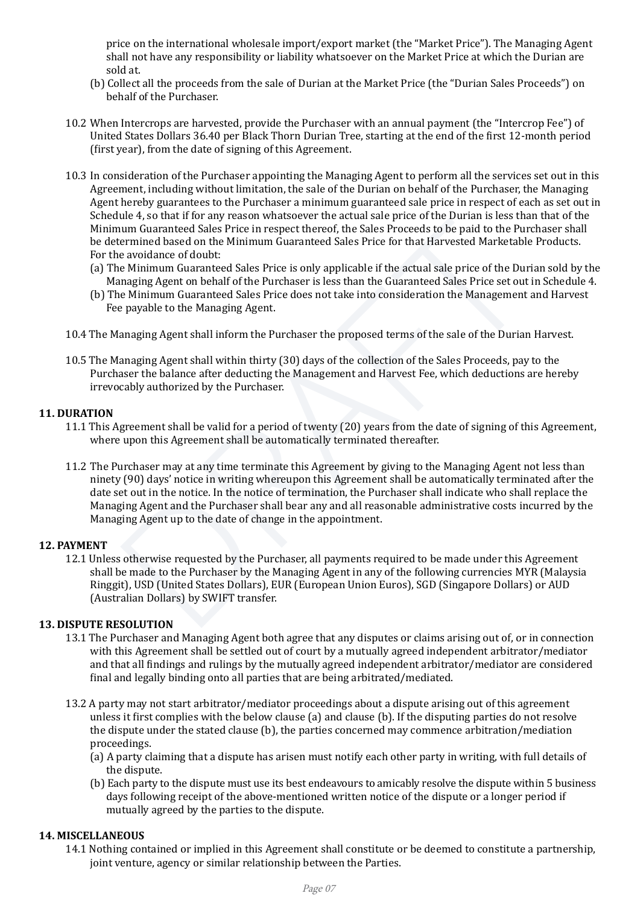price on the international wholesale import/export market (the "Market Price"). The Managing Agent shall not have any responsibility or liability whatsoever on the Market Price at which the Durian are sold at.

(b) Collect all the proceeds from the sale of Durian at the Market Price (the "Durian Sales Proceeds") on behalf of the Purchaser.

10.2 When Intercrops are harvested, provide the Purchaser with an annual payment (the "Intercrop Fee") of United States Dollars 36.40 per Black Thorn Durian Tree, starting at the end of the first 12-month period (first year), from the date of signing of this Agreement.

10.3 In consideration of the Purchaser appointing the Managing Agent to perform all the services set out in this Agreement, including without limitation, the sale of the Durian on behalf of the Purchaser, the Managing Agent hereby guarantees to the Purchaser a minimum guaranteed sale price in respect of each as set out in Schedule 4, so that if for any reason whatsoever the actual sale price of the Durian is less than that of the Minimum Guaranteed Sales Price in respect thereof, the Sales Proceeds to be paid to the Purchaser shall be determined based on the Minimum Guaranteed Sales Price for that Harvested Marketable Products. For the avoidance of doubt:

(a) The Minimum Guaranteed Sales Price is only applicable if the actual sale price of the Durian sold by the Managing Agent on behalf of the Purchaser is less than the Guaranteed Sales Price set out in Schedule 4.

(b) The Minimum Guaranteed Sales Price does not take into consideration the Management and Harvest Fee payable to the Managing Agent.

10.4 The Managing Agent shall inform the Purchaser the proposed terms of the sale of the Durian Harvest.

10.5 The Managing Agent shall within thirty (30) days of the collection of the Sales Proceeds, pay to the Purchaser the balance after deducting the Management and Harvest Fee, which deductions are hereby irrevocably authorized by the Purchaser.

**11. DURATION**

11.1 This Agreement shall be valid for a period of twenty (20) years from the date of signing of this Agreement, where upon this Agreement shall be automatically terminated thereafter.

11.2 The Purchaser may at any time terminate this Agreement by giving to the Managing Agent not less than ninety (90) days' notice in writing whereupon this Agreement shall be automatically terminated after the date set out in the notice. In the notice of termination, the Purchaser shall indicate who shall replace the Managing Agent and the Purchaser shall bear any and all reasonable administrative costs incurred by the Managing Agent up to the date of change in the appointment.

**12. PAYMENT**

12.1 Unless otherwise requested by the Purchaser, all payments required to be made under this Agreement shall be made to the Purchaser by the Managing Agent in any of the following currencies MYR (Malaysia Ringgit), USD (United States Dollars), EUR (European Union Euros), SGD (Singapore Dollars) or AUD (Australian Dollars) by SWIFT transfer.

**13. DISPUTE RESOLUTION**

13.1 The Purchaser and Managing Agent both agree that any disputes or claims arising out of, or in connection with this Agreement shall be settled out of court by a mutually agreed independent arbitrator/mediator and that all findings and rulings by the mutually agreed independent arbitrator/mediator are considered final and legally binding onto all parties that are being arbitrated/mediated.

13.2 A party may not start arbitrator/mediator proceedings about a dispute arising out of this agreement unless it first complies with the below clause (a) and clause (b). If the disputing parties do not resolve the dispute under the stated clause (b), the parties concerned may commence arbitration/mediation proceedings.

(a) A party claiming that a dispute has arisen must notify each other party in writing, with full details of the dispute.

(b) Each party to the dispute must use its best endeavours to amicably resolve the dispute within 5 business days following receipt of the above-mentioned written notice of the dispute or a longer period if mutually agreed by the parties to the dispute.

**14. MISCELLANEOUS**

14.1 Nothing contained or implied in this Agreement shall constitute or be deemed to constitute a partnership, joint venture, agency or similar relationship between the Parties.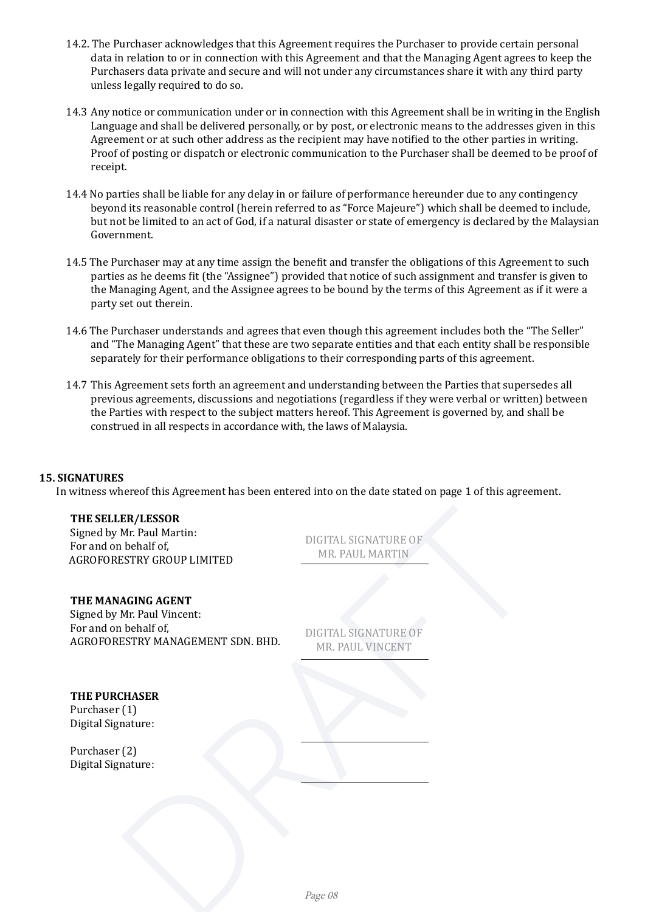14.2. The Purchaser acknowledges that this Agreement requires the Purchaser to provide certain personal data in relation to or in connection with this Agreement and that the Managing Agent agrees to keep the Purchasers data private and secure and will not under any circumstances share it with any third party unless legally required to do so.

14.3 Any notice or communication under or in connection with this Agreement shall be in writing in the English Language and shall be delivered personally, or by post, or electronic means to the addresses given in this Agreement or at such other address as the recipient may have notified to the other parties in writing. Proof of posting or dispatch or electronic communication to the Purchaser shall be deemed to be proof of receipt.

14.4 No parties shall be liable for any delay in or failure of performance hereunder due to any contingency beyond its reasonable control (herein referred to as "Force Majeure") which shall be deemed to include, but not be limited to an act of God, if a natural disaster or state of emergency is declared by the Malaysian Government.

14.5 The Purchaser may at any time assign the benefit and transfer the obligations of this Agreement to such parties as he deems fit (the "Assignee") provided that notice of such assignment and transfer is given to the Managing Agent, and the Assignee agrees to be bound by the terms of this Agreement as if it were a party set out therein.

14.6 The Purchaser understands and agrees that even though this agreement includes both the "The Seller" and "The Managing Agent" that these are two separate entities and that each entity shall be responsible separately for their performance obligations to their corresponding parts of this agreement.

14.7 This Agreement sets forth an agreement and understanding between the Parties that supersedes all previous agreements, discussions and negotiations (regardless if they were verbal or written) between the Parties with respect to the subject matters hereof. This Agreement is governed by, and shall be construed in all respects in accordance with, the laws of Malaysia.

## 15. SIGNATURES

In witness whereof this Agreement has been entered into on the date stated on page 1 of this agreement.

**THE SELLER/LESSOR**
Signed by Mr. Paul Martin:
For and on behalf of,
AGROFORESTRY GROUP LIMITED

DIGITAL SIGNATURE OF
MR. PAUL MARTIN

______________________

**THE MANAGING AGENT**
Signed by Mr. Paul Vincent:
For and on behalf of,
AGROFORESTRY MANAGEMENT SDN. BHD.

DIGITAL SIGNATURE OF
MR. PAUL VINCENT

______________________

**THE PURCHASER**
Purchaser (1)
Digital Signature:

______________________

Purchaser (2)
Digital Signature:

______________________

DRAFT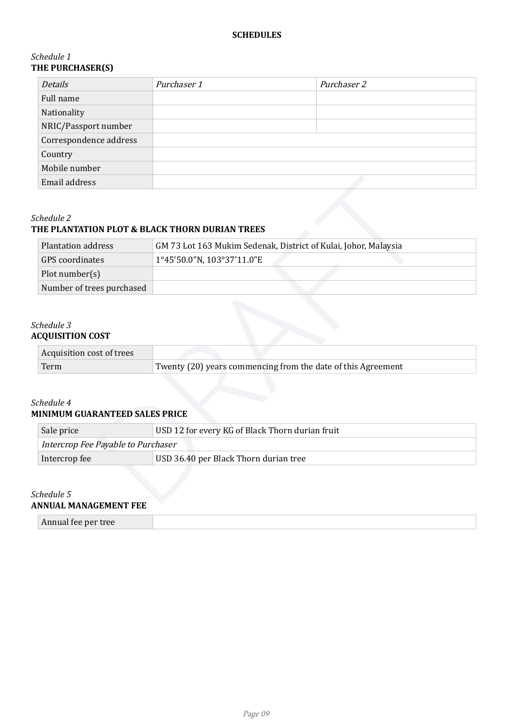**SCHEDULES**

*Schedule 1*
**THE PURCHASER(S)**

| *Details* | *Purchaser 1* | *Purchaser 2* |
|---|---|---|
| Full name | | |
| Nationality | | |
| NRIC/Passport number | | |
| Correspondence address | | |
| Country | | |
| Mobile number | | |
| Email address | | |

*Schedule 2*
**THE PLANTATION PLOT & BLACK THORN DURIAN TREES**

| | |
|---|---|
| Plantation address | GM 73 Lot 163 Mukim Sedenak, District of Kulai, Johor, Malaysia |
| GPS coordinates | 1°45'50.0"N, 103°37'11.0"E |
| Plot number(s) | |
| Number of trees purchased | |

*Schedule 3*
**ACQUISITION COST**

| | |
|---|---|
| Acquisition cost of trees | |
| Term | Twenty (20) years commencing from the date of this Agreement |

*Schedule 4*
**MINIMUM GUARANTEED SALES PRICE**

| | |
|---|---|
| Sale price | USD 12 for every KG of Black Thorn durian fruit |
| *Intercrop Fee Payable to Purchaser* | |
| Intercrop fee | USD 36.40 per Black Thorn durian tree |

*Schedule 5*
**ANNUAL MANAGEMENT FEE**

| | |
|---|---|
| Annual fee per tree | |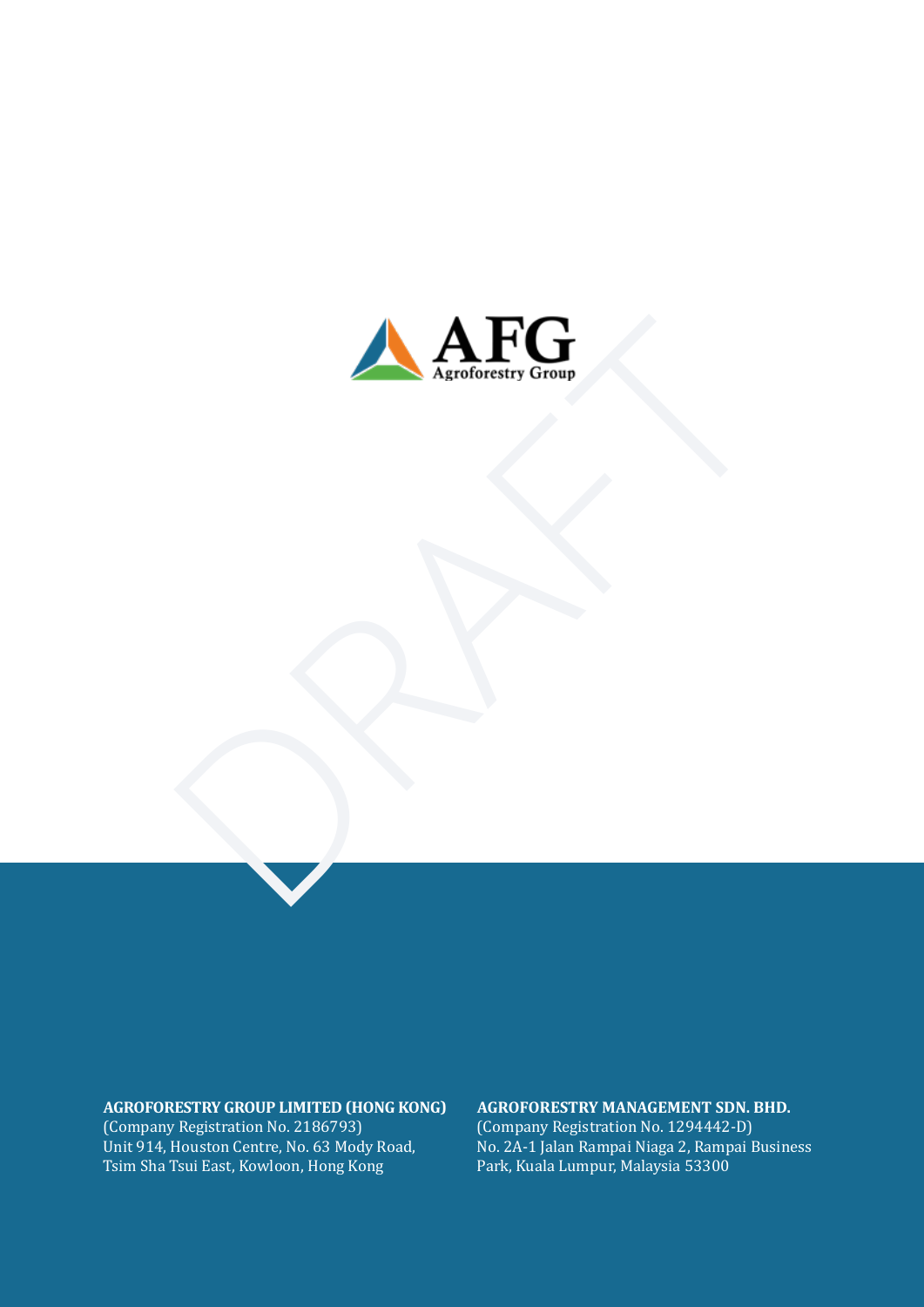AFG

Agroforestry Group

DRAFT

**AGROFORESTRY GROUP LIMITED (HONG KONG)**
(Company Registration No. 2186793)
Unit 914, Houston Centre, No. 63 Mody Road,
Tsim Sha Tsui East, Kowloon, Hong Kong

**AGROFORESTRY MANAGEMENT SDN. BHD.**
(Company Registration No. 1294442-D)
No. 2A-1 Jalan Rampai Niaga 2, Rampai Business
Park, Kuala Lumpur, Malaysia 53300